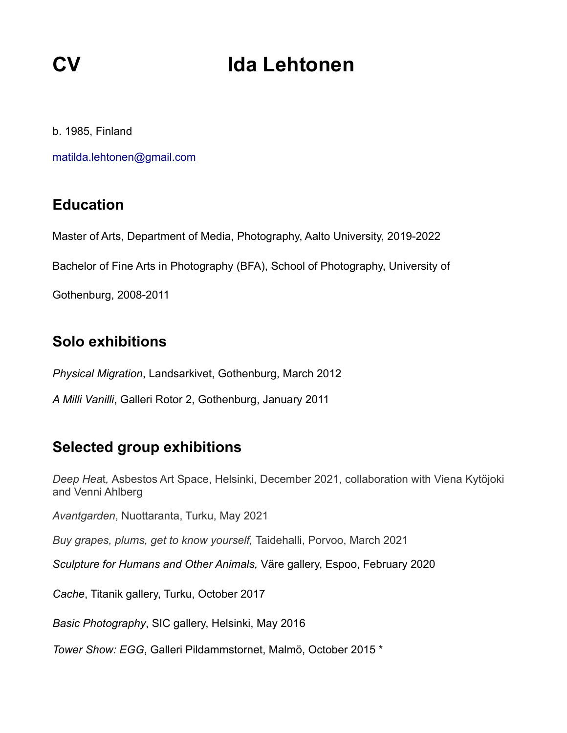# CV Ida Lehtonen

b. 1985, Finland

matilda.lehtonen@gmail.com

## Education

Master of Arts, Department of Media, Photography, Aalto University, 2019-2022

Bachelor of Fine Arts in Photography (BFA), School of Photography, University of Gothenburg, 2008-2011

## Solo exhibitions

*Physical Migration*, Landsarkivet, Gothenburg, March 2012

*A Milli Vanilli*, Galleri Rotor 2, Gothenburg, January 2011

## Selected group exhibitions

*Deep Heat,* Asbestos Art Space, Helsinki, December 2021, collaboration with Viena Kytöjoki and Venni Ahlberg

*Avantgarden*, Nuottaranta, Turku, May 2021

*Buy grapes, plums, get to know yourself,* Taidehalli, Porvoo, March 2021

*Sculpture for Humans and Other Animals,* Väre gallery, Espoo, February 2020

*Cache*, Titanik gallery, Turku, October 2017

*Basic Photography*, SIC gallery, Helsinki, May 2016

*Tower Show: EGG*, Galleri Pildammstornet, Malmö, October 2015 *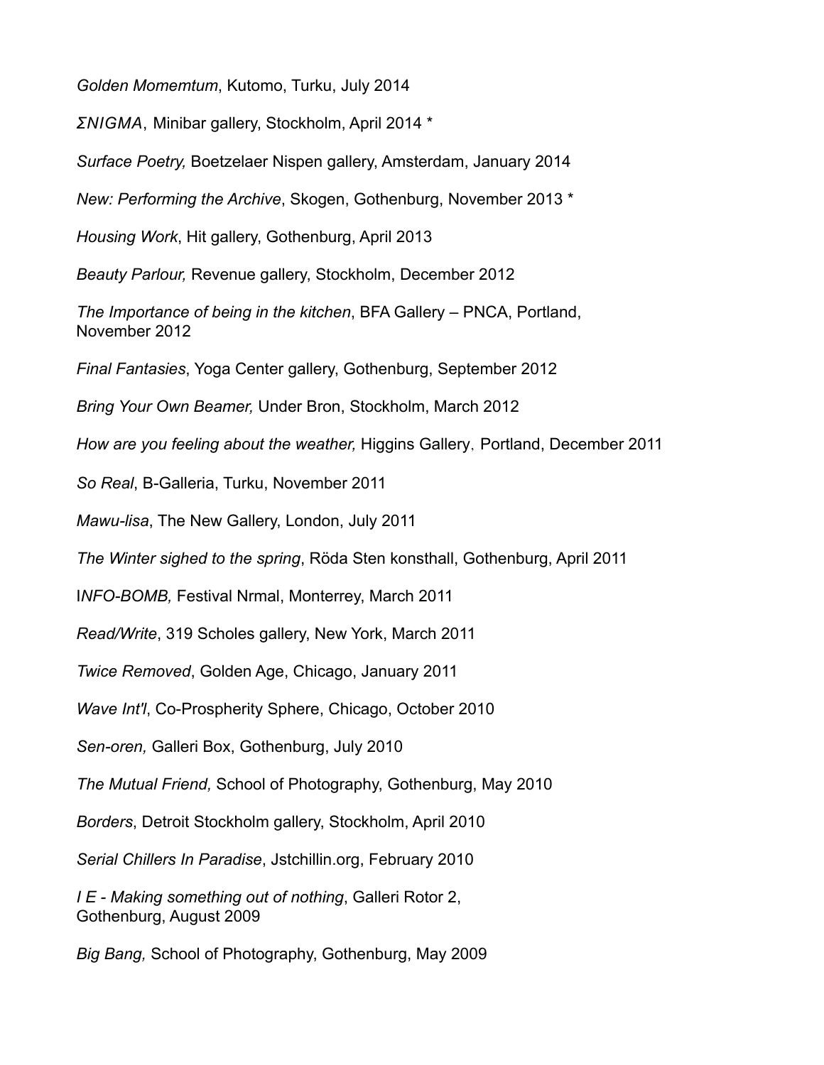*Golden Momemtum*, Kutomo, Turku, July 2014

*ΣNIGMA*, Minibar gallery, Stockholm, April 2014 *

*Surface Poetry,* Boetzelaer Nispen gallery, Amsterdam, January 2014

*New: Performing the Archive*, Skogen, Gothenburg, November 2013 *

*Housing Work*, Hit gallery, Gothenburg, April 2013

*Beauty Parlour,* Revenue gallery, Stockholm, December 2012

*The Importance of being in the kitchen*, BFA Gallery – PNCA, Portland, November 2012

*Final Fantasies*, Yoga Center gallery, Gothenburg, September 2012

*Bring Your Own Beamer,* Under Bron, Stockholm, March 2012

*How are you feeling about the weather,* Higgins Gallery, Portland, December 2011

*So Real*, B-Galleria, Turku, November 2011

*Mawu-lisa*, The New Gallery, London, July 2011

*The Winter sighed to the spring*, Röda Sten konsthall, Gothenburg, April 2011

I*NFO-BOMB,* Festival Nrmal, Monterrey, March 2011

*Read/Write*, 319 Scholes gallery, New York, March 2011

*Twice Removed*, Golden Age, Chicago, January 2011

*Wave Int'l*, Co-Prospherity Sphere, Chicago, October 2010

*Sen-oren,* Galleri Box, Gothenburg, July 2010

*The Mutual Friend,* School of Photography, Gothenburg, May 2010

*Borders*, Detroit Stockholm gallery, Stockholm, April 2010

*Serial Chillers In Paradise*, Jstchillin.org, February 2010

*I E - Making something out of nothing*, Galleri Rotor 2, Gothenburg, August 2009

*Big Bang,* School of Photography, Gothenburg, May 2009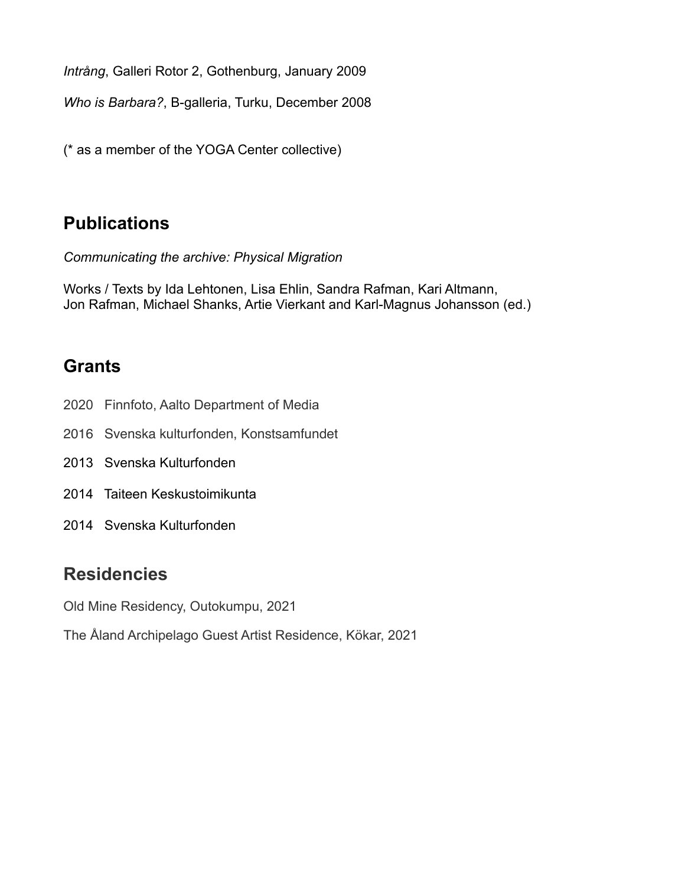*Intrång*, Galleri Rotor 2, Gothenburg, January 2009

*Who is Barbara?*, B-galleria, Turku, December 2008

(* as a member of the YOGA Center collective)

## Publications

*Communicating the archive: Physical Migration*

Works / Texts by Ida Lehtonen, Lisa Ehlin, Sandra Rafman, Kari Altmann,
Jon Rafman, Michael Shanks, Artie Vierkant and Karl-Magnus Johansson (ed.)

## Grants

2020 Finnfoto, Aalto Department of Media

2016 Svenska kulturfonden, Konstsamfundet

2013 Svenska Kulturfonden

2014 Taiteen Keskustoimikunta

2014 Svenska Kulturfonden

## Residencies

Old Mine Residency, Outokumpu, 2021

The Åland Archipelago Guest Artist Residence, Kökar, 2021